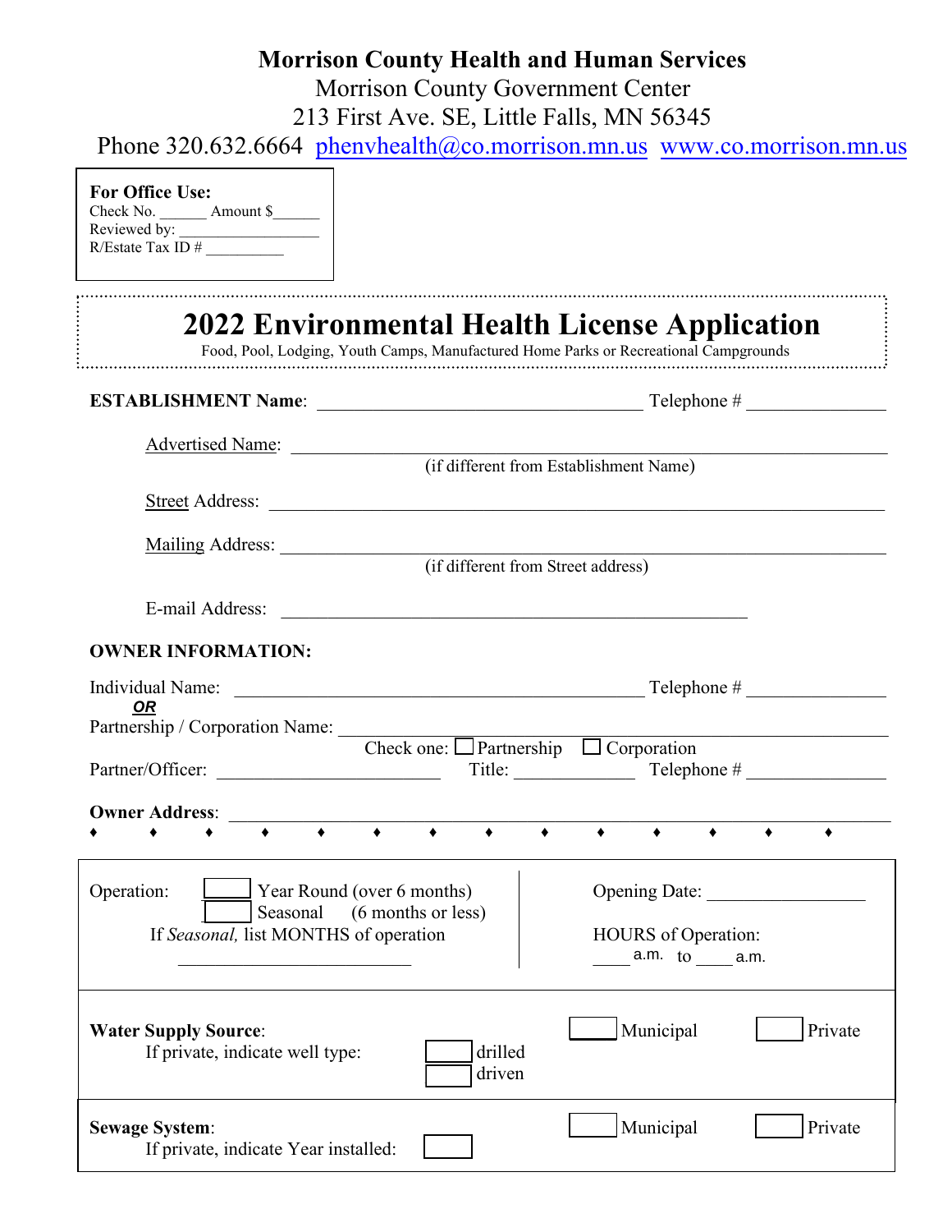**Morrison County Health and Human Services**
Morrison County Government Center
213 First Ave. SE, Little Falls, MN 56345
Phone 320.632.6664 phenvhealth@co.morrison.mn.us www.co.morrison.mn.us

**For Office Use:**
Check No. ______ Amount $______
Reviewed by: __________________
R/Estate Tax ID # __________

# 2022 Environmental Health License Application

Food, Pool, Lodging, Youth Camps, Manufactured Home Parks or Recreational Campgrounds

**ESTABLISHMENT Name**: ___________________________________ Telephone # _______________

Advertised Name: _______________________________________________________________
(if different from Establishment Name)

Street Address: _________________________________________________________________

Mailing Address: ________________________________________________________________
(if different from Street address)

E-mail Address: ___________________________________________________

**OWNER INFORMATION:**

Individual Name: _____________________________________________ Telephone # _______________

***OR***

Partnership / Corporation Name: ________________________________________________________

Check one: ☐ Partnership ☐ Corporation

Partner/Officer: ________________________ Title: _____________ Telephone # _______________

**Owner Address**: _____________________________________________________________________

♦ ♦ ♦ ♦ ♦ ♦ ♦ ♦ ♦ ♦ ♦ ♦ ♦ ♦

Operation: ☐ Year Round (over 6 months)
☐ Seasonal (6 months or less)
If *Seasonal,* list MONTHS of operation
_________________________

Opening Date: ________________

HOURS of Operation:
____ a.m. to ____ a.m.

**Water Supply Source**: ☐ Municipal ☐ Private
If private, indicate well type: ☐ drilled ☐ driven

**Sewage System**: ☐ Municipal ☐ Private
If private, indicate Year installed: ☐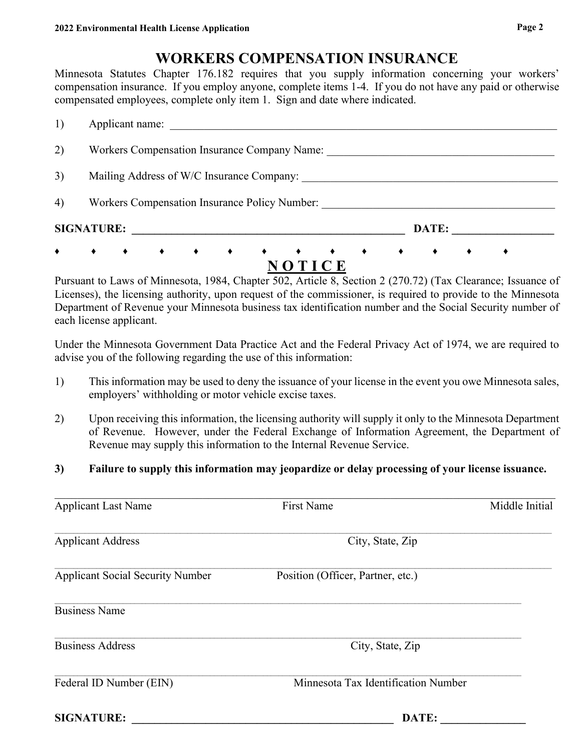# WORKERS COMPENSATION INSURANCE

Minnesota Statutes Chapter 176.182 requires that you supply information concerning your workers' compensation insurance. If you employ anyone, complete items 1-4. If you do not have any paid or otherwise compensated employees, complete only item 1. Sign and date where indicated.

1) Applicant name: ______________________________________________

2) Workers Compensation Insurance Company Name: ______________________________

3) Mailing Address of W/C Insurance Company: ______________________________

4) Workers Compensation Insurance Policy Number: ______________________________

**SIGNATURE: ______________________________ DATE: __________________**

♦ ♦ ♦ ♦ ♦ ♦ ♦ ♦ ♦ ♦ ♦ ♦ ♦ ♦

## <u>N O T I C E</u>

Pursuant to Laws of Minnesota, 1984, Chapter 502, Article 8, Section 2 (270.72) (Tax Clearance; Issuance of Licenses), the licensing authority, upon request of the commissioner, is required to provide to the Minnesota Department of Revenue your Minnesota business tax identification number and the Social Security number of each license applicant.

Under the Minnesota Government Data Practice Act and the Federal Privacy Act of 1974, we are required to advise you of the following regarding the use of this information:

1) This information may be used to deny the issuance of your license in the event you owe Minnesota sales, employers' withholding or motor vehicle excise taxes.

2) Upon receiving this information, the licensing authority will supply it only to the Minnesota Department of Revenue. However, under the Federal Exchange of Information Agreement, the Department of Revenue may supply this information to the Internal Revenue Service.

**3) Failure to supply this information may jeopardize or delay processing of your license issuance.**

______________________________________________________________________

Applicant Last Name  First Name  Middle Initial

______________________________________________________________________

Applicant Address  City, State, Zip

______________________________________________________________________

Applicant Social Security Number  Position (Officer, Partner, etc.)

______________________________________________________________________

Business Name

______________________________________________________________________

Business Address  City, State, Zip

______________________________________________________________________

Federal ID Number (EIN)  Minnesota Tax Identification Number

**SIGNATURE: ______________________________ DATE: _______________**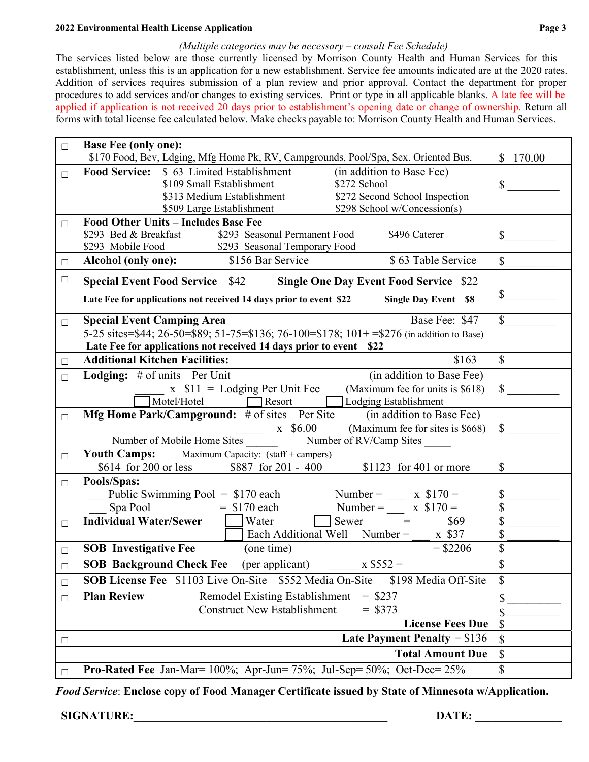**2022 Environmental Health License Application**

*(Multiple categories may be necessary – consult Fee Schedule)*

The services listed below are those currently licensed by Morrison County Health and Human Services for this establishment, unless this is an application for a new establishment. Service fee amounts indicated are at the 2020 rates. Addition of services requires submission of a plan review and prior approval. Contact the department for proper procedures to add services and/or changes to existing services. Print or type in all applicable blanks. A late fee will be applied if application is not received 20 days prior to establishment's opening date or change of ownership. Return all forms with total license fee calculated below. Make checks payable to: Morrison County Health and Human Services.

| | | |
|---|---|---|
| ☐ | **Base Fee (only one):** $170 Food, Bev, Ldging, Mfg Home Pk, RV, Campgrounds, Pool/Spa, Sex. Oriented Bus. | $ 170.00 |
| ☐ | **Food Service:** $ 63 Limited Establishment; $109 Small Establishment; $313 Medium Establishment; $509 Large Establishment; (in addition to Base Fee) $272 School; $272 Second School Inspection; $298 School w/Concession(s) | $ _________ |
| ☐ | **Food Other Units – Includes Base Fee** $293 Bed & Breakfast; $293 Mobile Food; $293 Seasonal Permanent Food; $293 Seasonal Temporary Food; $496 Caterer | $_________ |
| ☐ | **Alcohol (only one):** $156 Bar Service; $ 63 Table Service | $_________ |
| ☐ | **Special Event Food Service** $42 **Single One Day Event Food Service** $22 **Late Fee for applications not received 14 days prior to event $22** **Single Day Event $8** | $_________ |
| ☐ | **Special Event Camping Area** Base Fee: $47 5-25 sites=$44; 26-50=$89; 51-75=$136; 76-100=$178; 101+ =$276 (in addition to Base) **Late Fee for applications not received 14 days prior to event $22** | $_________ |
| ☐ | **Additional Kitchen Facilities:** $163 | $ |
| ☐ | **Lodging:** # of units Per Unit _____ x $11 = Lodging Per Unit Fee (in addition to Base Fee) (Maximum fee for units is $618) ☐ Motel/Hotel ☐ Resort ☐ Lodging Establishment | $ _________ |
| ☐ | **Mfg Home Park/Campground:** # of sites Per Site _____ x $6.00 (in addition to Base Fee) (Maximum fee for sites is $668) Number of Mobile Home Sites ______ Number of RV/Camp Sites _____ | $ _________ |
| ☐ | **Youth Camps:** Maximum Capacity: (staff + campers) $614 for 200 or less; $887 for 201 - 400; $1123 for 401 or more | $ |
| ☐ | **Pools/Spas:** ___ Public Swimming Pool = $170 each Number = ___ x $170 = ; ___ Spa Pool = $170 each Number = ___ x $170 = | $ _________ $ _________ |
| ☐ | **Individual Water/Sewer** ☐ Water ☐ Sewer = $69; ☐ Each Additional Well Number = ___ x $37 | $ _________ $ _________ |
| ☐ | **SOB Investigative Fee** (one time) = $2206 | $ |
| ☐ | **SOB Background Check Fee** (per applicant) _____ x $552 = | $ |
| ☐ | **SOB License Fee** $1103 Live On-Site $552 Media On-Site $198 Media Off-Site | $ |
| ☐ | **Plan Review** Remodel Existing Establishment = $237; Construct New Establishment = $373 | $_________ $_________ |
| | **License Fees Due** | $ |
| ☐ | **Late Payment Penalty** = $136 | $ |
| | **Total Amount Due** | $ |
| ☐ | **Pro-Rated Fee** Jan-Mar= 100%; Apr-Jun= 75%; Jul-Sep= 50%; Oct-Dec= 25% | $ |

*Food Service*: **Enclose copy of Food Manager Certificate issued by State of Minnesota w/Application.**

**SIGNATURE:**_____________________________________________ **DATE:** _______________